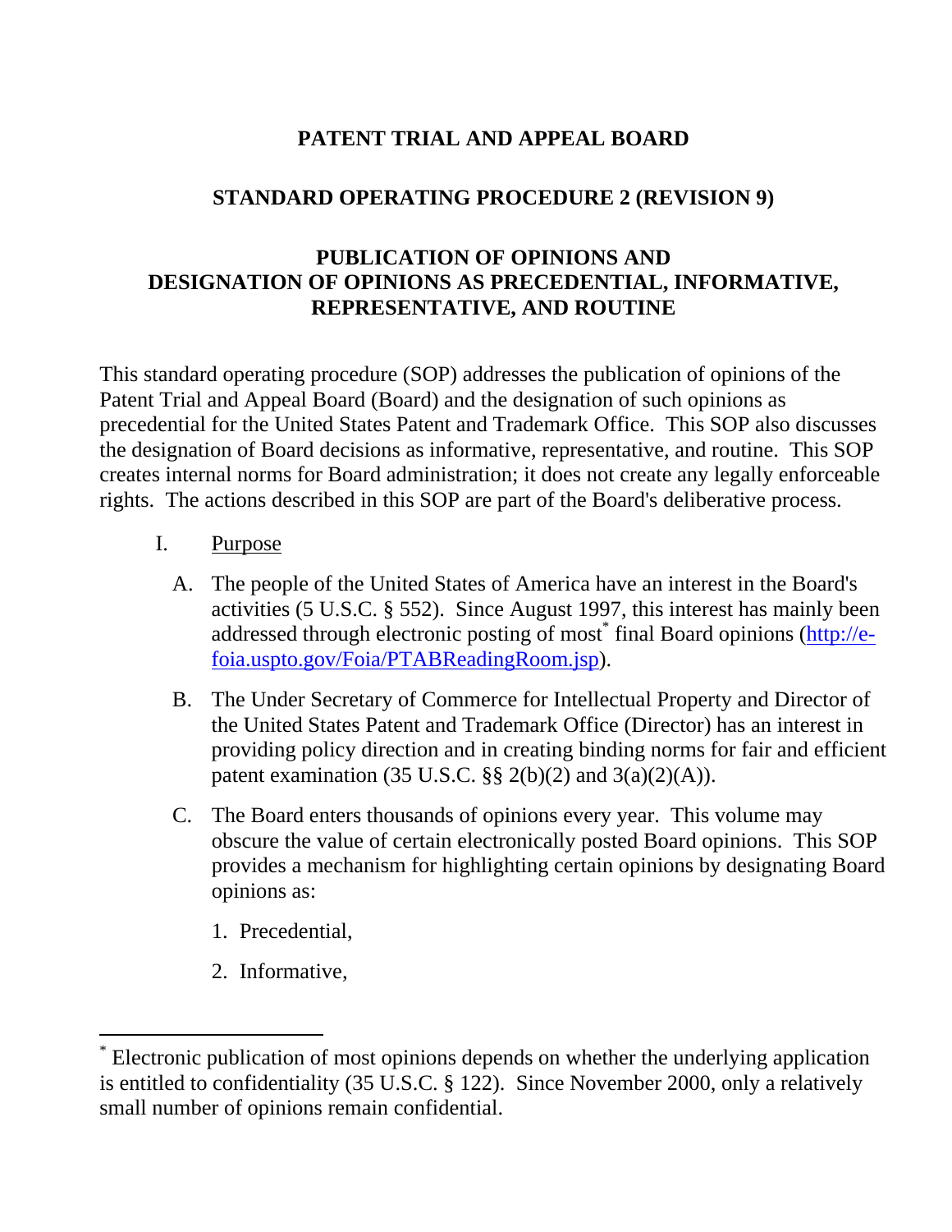# PATENT TRIAL AND APPEAL BOARD

## STANDARD OPERATING PROCEDURE 2 (REVISION 9)

## PUBLICATION OF OPINIONS AND DESIGNATION OF OPINIONS AS PRECEDENTIAL, INFORMATIVE, REPRESENTATIVE, AND ROUTINE

This standard operating procedure (SOP) addresses the publication of opinions of the Patent Trial and Appeal Board (Board) and the designation of such opinions as precedential for the United States Patent and Trademark Office. This SOP also discusses the designation of Board decisions as informative, representative, and routine. This SOP creates internal norms for Board administration; it does not create any legally enforceable rights. The actions described in this SOP are part of the Board's deliberative process.

I. Purpose

A. The people of the United States of America have an interest in the Board's activities (5 U.S.C. § 552). Since August 1997, this interest has mainly been addressed through electronic posting of most[*] final Board opinions (http://e-foia.uspto.gov/Foia/PTABReadingRoom.jsp).

B. The Under Secretary of Commerce for Intellectual Property and Director of the United States Patent and Trademark Office (Director) has an interest in providing policy direction and in creating binding norms for fair and efficient patent examination (35 U.S.C. §§ 2(b)(2) and 3(a)(2)(A)).

C. The Board enters thousands of opinions every year. This volume may obscure the value of certain electronically posted Board opinions. This SOP provides a mechanism for highlighting certain opinions by designating Board opinions as:

1. Precedential,

2. Informative,

---

[*] Electronic publication of most opinions depends on whether the underlying application is entitled to confidentiality (35 U.S.C. § 122). Since November 2000, only a relatively small number of opinions remain confidential.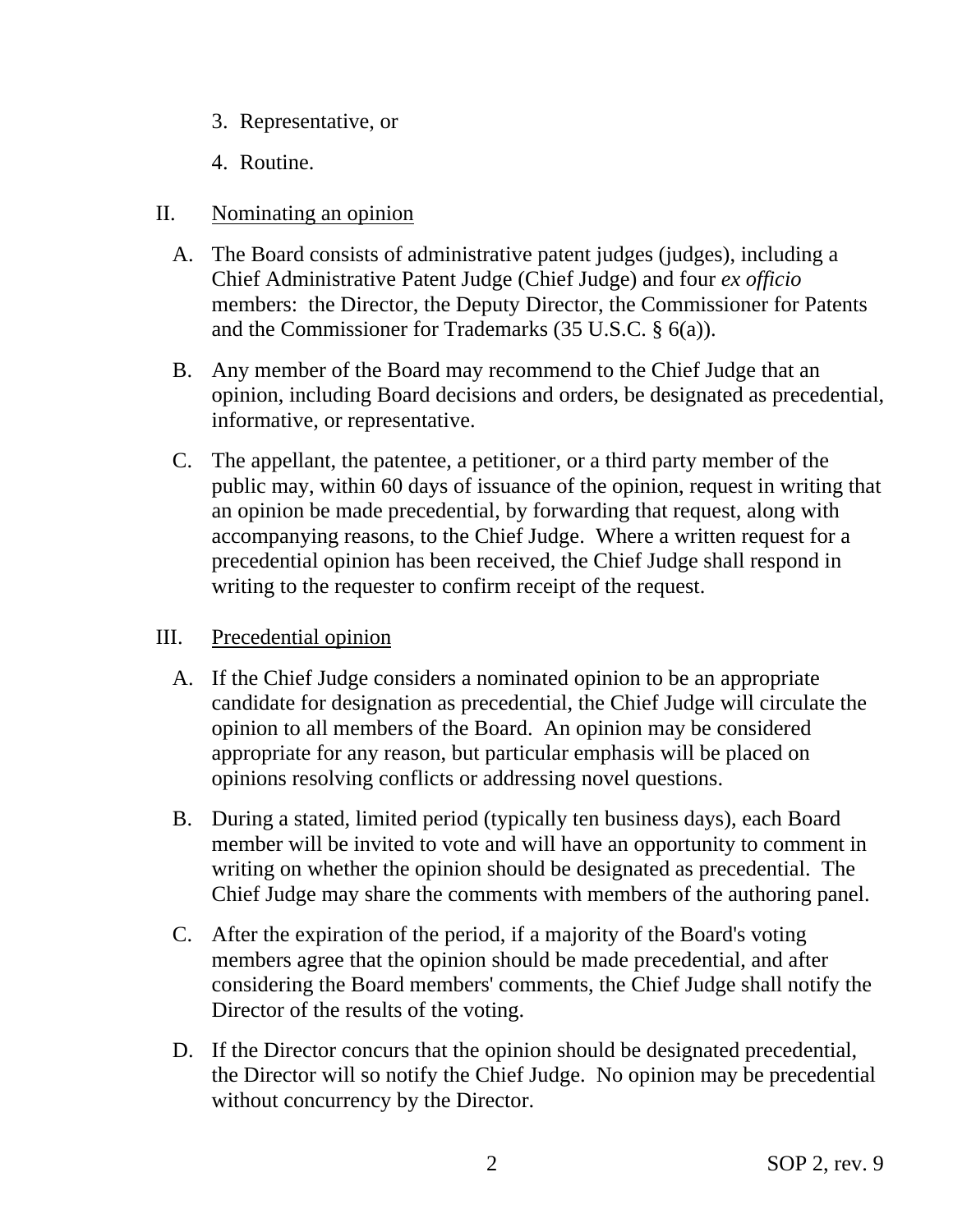3. Representative, or

4. Routine.

II. Nominating an opinion

A. The Board consists of administrative patent judges (judges), including a Chief Administrative Patent Judge (Chief Judge) and four *ex officio* members: the Director, the Deputy Director, the Commissioner for Patents and the Commissioner for Trademarks (35 U.S.C. § 6(a)).

B. Any member of the Board may recommend to the Chief Judge that an opinion, including Board decisions and orders, be designated as precedential, informative, or representative.

C. The appellant, the patentee, a petitioner, or a third party member of the public may, within 60 days of issuance of the opinion, request in writing that an opinion be made precedential, by forwarding that request, along with accompanying reasons, to the Chief Judge. Where a written request for a precedential opinion has been received, the Chief Judge shall respond in writing to the requester to confirm receipt of the request.

III. Precedential opinion

A. If the Chief Judge considers a nominated opinion to be an appropriate candidate for designation as precedential, the Chief Judge will circulate the opinion to all members of the Board. An opinion may be considered appropriate for any reason, but particular emphasis will be placed on opinions resolving conflicts or addressing novel questions.

B. During a stated, limited period (typically ten business days), each Board member will be invited to vote and will have an opportunity to comment in writing on whether the opinion should be designated as precedential. The Chief Judge may share the comments with members of the authoring panel.

C. After the expiration of the period, if a majority of the Board's voting members agree that the opinion should be made precedential, and after considering the Board members' comments, the Chief Judge shall notify the Director of the results of the voting.

D. If the Director concurs that the opinion should be designated precedential, the Director will so notify the Chief Judge. No opinion may be precedential without concurrency by the Director.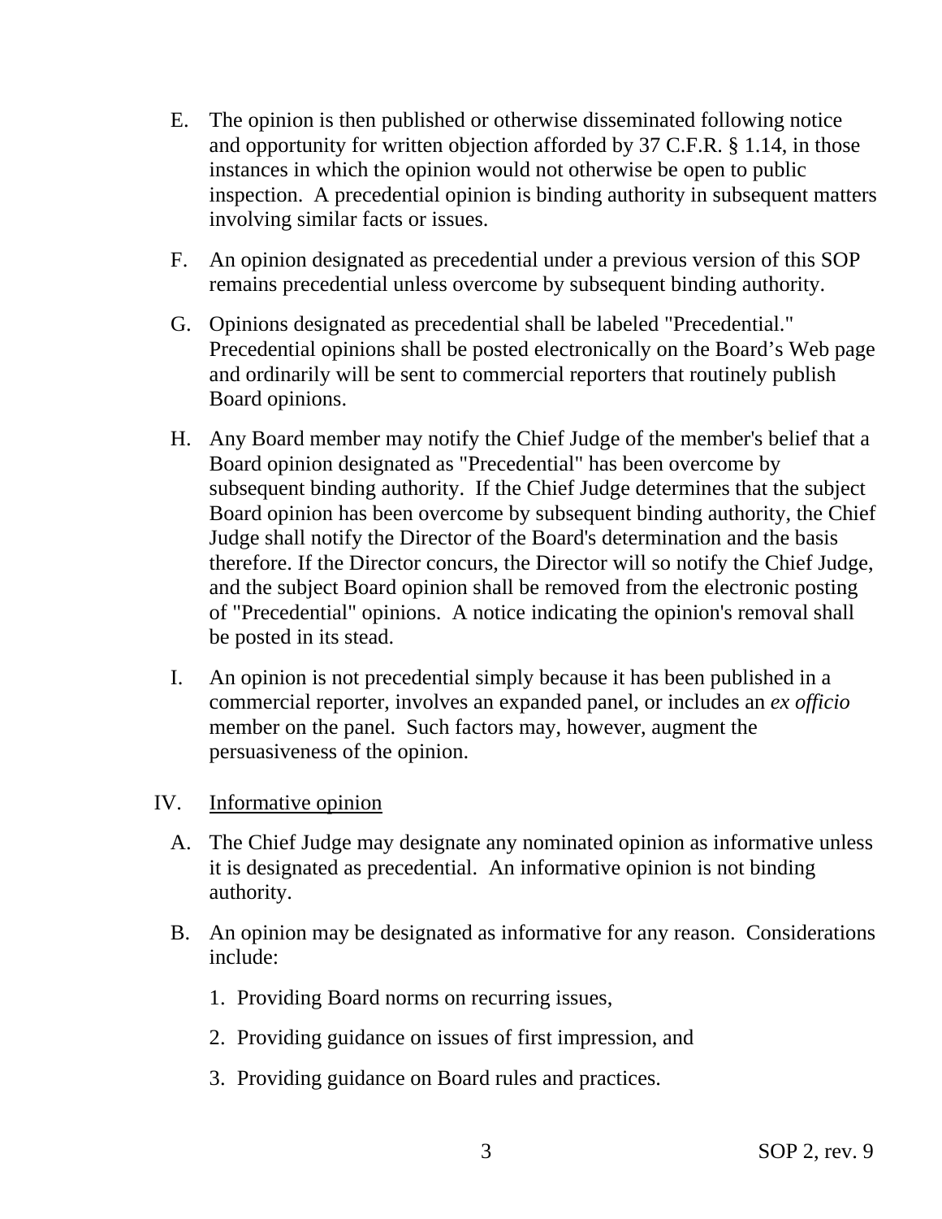E. The opinion is then published or otherwise disseminated following notice and opportunity for written objection afforded by 37 C.F.R. § 1.14, in those instances in which the opinion would not otherwise be open to public inspection. A precedential opinion is binding authority in subsequent matters involving similar facts or issues.

F. An opinion designated as precedential under a previous version of this SOP remains precedential unless overcome by subsequent binding authority.

G. Opinions designated as precedential shall be labeled "Precedential." Precedential opinions shall be posted electronically on the Board's Web page and ordinarily will be sent to commercial reporters that routinely publish Board opinions.

H. Any Board member may notify the Chief Judge of the member's belief that a Board opinion designated as "Precedential" has been overcome by subsequent binding authority. If the Chief Judge determines that the subject Board opinion has been overcome by subsequent binding authority, the Chief Judge shall notify the Director of the Board's determination and the basis therefore. If the Director concurs, the Director will so notify the Chief Judge, and the subject Board opinion shall be removed from the electronic posting of "Precedential" opinions. A notice indicating the opinion's removal shall be posted in its stead.

I. An opinion is not precedential simply because it has been published in a commercial reporter, involves an expanded panel, or includes an *ex officio* member on the panel. Such factors may, however, augment the persuasiveness of the opinion.

IV. Informative opinion

A. The Chief Judge may designate any nominated opinion as informative unless it is designated as precedential. An informative opinion is not binding authority.

B. An opinion may be designated as informative for any reason. Considerations include:

1. Providing Board norms on recurring issues,

2. Providing guidance on issues of first impression, and

3. Providing guidance on Board rules and practices.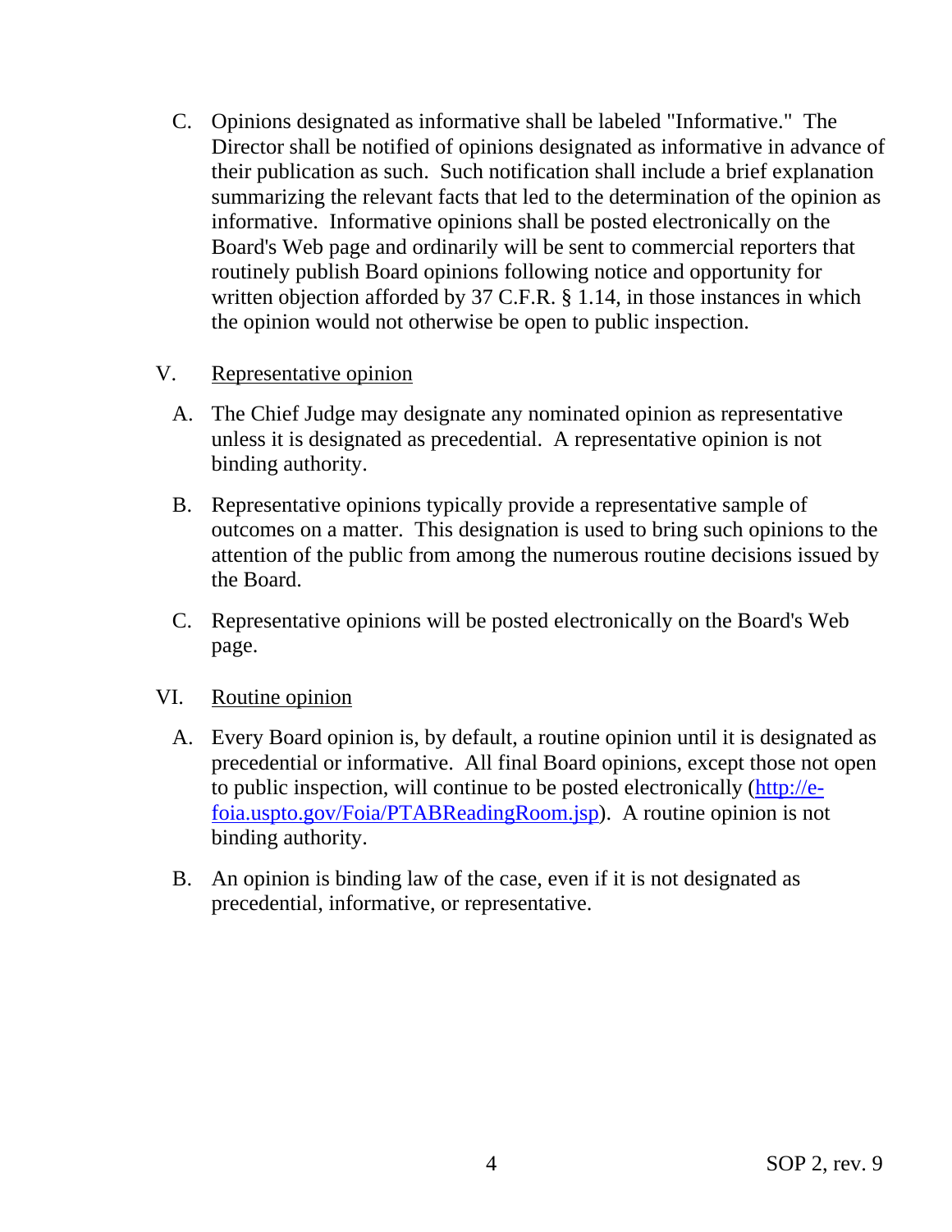C. Opinions designated as informative shall be labeled "Informative." The Director shall be notified of opinions designated as informative in advance of their publication as such. Such notification shall include a brief explanation summarizing the relevant facts that led to the determination of the opinion as informative. Informative opinions shall be posted electronically on the Board's Web page and ordinarily will be sent to commercial reporters that routinely publish Board opinions following notice and opportunity for written objection afforded by 37 C.F.R. § 1.14, in those instances in which the opinion would not otherwise be open to public inspection.

V. <u>Representative opinion</u>

A. The Chief Judge may designate any nominated opinion as representative unless it is designated as precedential. A representative opinion is not binding authority.

B. Representative opinions typically provide a representative sample of outcomes on a matter. This designation is used to bring such opinions to the attention of the public from among the numerous routine decisions issued by the Board.

C. Representative opinions will be posted electronically on the Board's Web page.

VI. <u>Routine opinion</u>

A. Every Board opinion is, by default, a routine opinion until it is designated as precedential or informative. All final Board opinions, except those not open to public inspection, will continue to be posted electronically ([http://e-foia.uspto.gov/Foia/PTABReadingRoom.jsp](http://e-foia.uspto.gov/Foia/PTABReadingRoom.jsp)). A routine opinion is not binding authority.

B. An opinion is binding law of the case, even if it is not designated as precedential, informative, or representative.